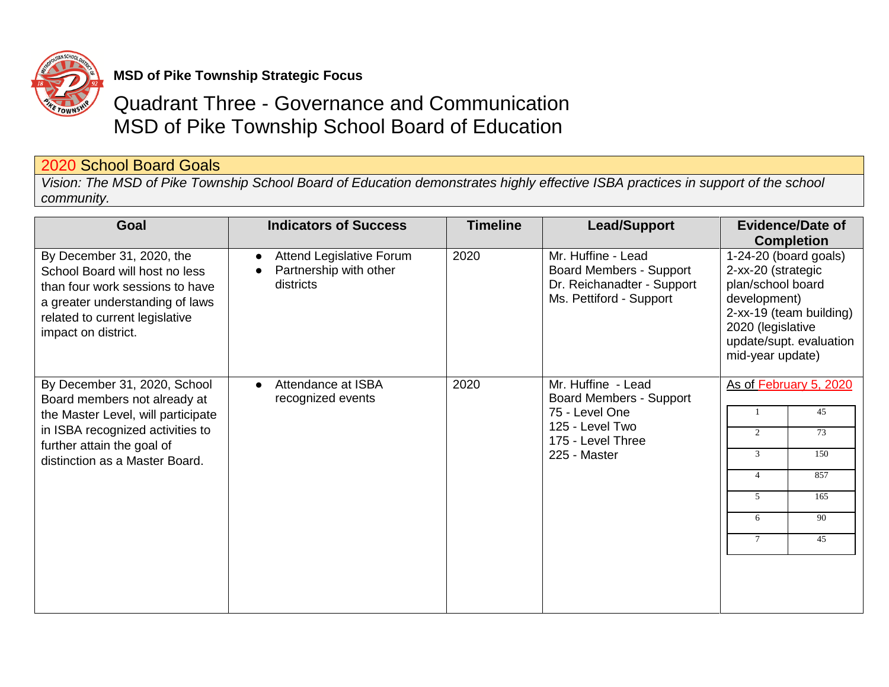**MSD of Pike Township Strategic Focus**

# Quadrant Three - Governance and Communication
# MSD of Pike Township School Board of Education

## 2020 School Board Goals

*Vision: The MSD of Pike Township School Board of Education demonstrates highly effective ISBA practices in support of the school community.*

| Goal | Indicators of Success | Timeline | Lead/Support | Evidence/Date of Completion |
|---|---|---|---|---|
| By December 31, 2020, the School Board will host no less than four work sessions to have a greater understanding of laws related to current legislative impact on district. | • Attend Legislative Forum<br>• Partnership with other districts | 2020 | Mr. Huffine - Lead<br>Board Members - Support<br>Dr. Reichanadter - Support<br>Ms. Pettiford - Support | 1-24-20 (board goals)<br>2-xx-20 (strategic plan/school board development)<br>2-xx-19 (team building)<br>2020 (legislative update/supt. evaluation mid-year update) |
| By December 31, 2020, School Board members not already at the Master Level, will participate in ISBA recognized activities to further attain the goal of distinction as a Master Board. | • Attendance at ISBA recognized events | 2020 | Mr. Huffine - Lead<br>Board Members - Support<br>75 - Level One<br>125 - Level Two<br>175 - Level Three<br>225 - Master | As of February 5, 2020<br>1 - 45<br>2 - 73<br>3 - 150<br>4 - 857<br>5 - 165<br>6 - 90<br>7 - 45 |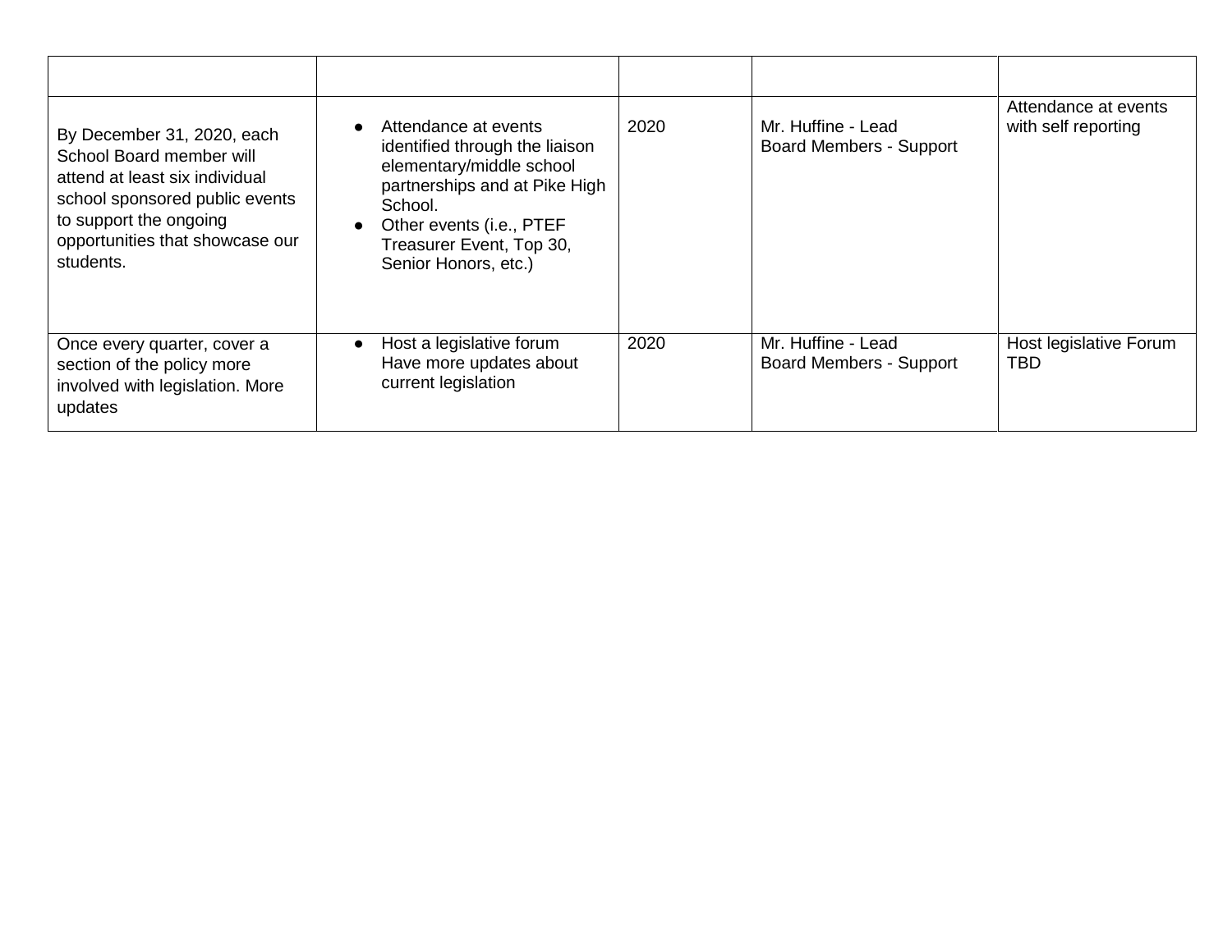| | | | | |
|---|---|---|---|---|
| By December 31, 2020, each School Board member will attend at least six individual school sponsored public events to support the ongoing opportunities that showcase our students. | <ul><li>Attendance at events identified through the liaison elementary/middle school partnerships and at Pike High School.</li><li>Other events (i.e., PTEF Treasurer Event, Top 30, Senior Honors, etc.)</li></ul> | 2020 | Mr. Huffine - Lead<br>Board Members - Support | Attendance at events with self reporting |
| Once every quarter, cover a section of the policy more involved with legislation. More updates | <ul><li>Host a legislative forum<br>Have more updates about current legislation</li></ul> | 2020 | Mr. Huffine - Lead<br>Board Members - Support | Host legislative Forum TBD |